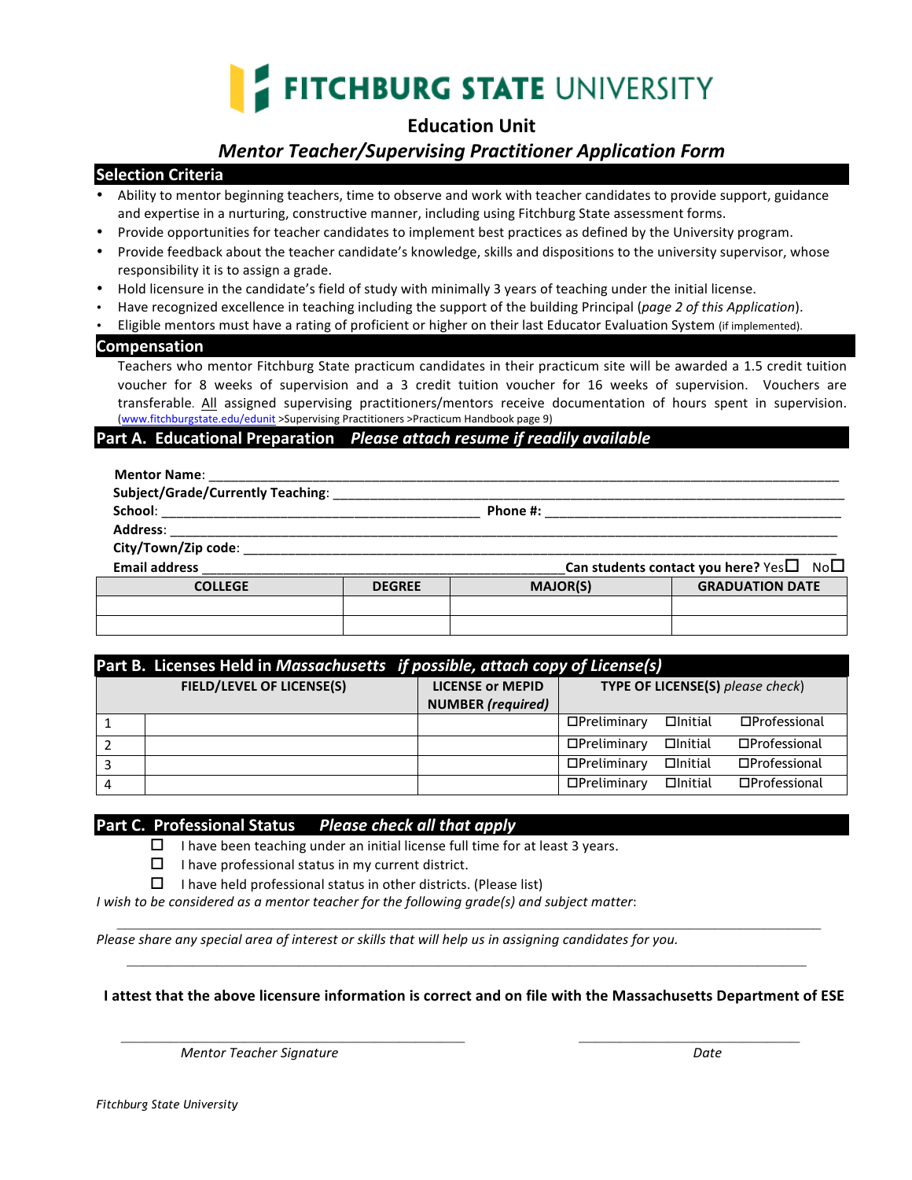# FITCHBURG STATE UNIVERSITY

## Education Unit

### *Mentor Teacher/Supervising Practitioner Application Form*

## Selection Criteria

- Ability to mentor beginning teachers, time to observe and work with teacher candidates to provide support, guidance and expertise in a nurturing, constructive manner, including using Fitchburg State assessment forms.
- Provide opportunities for teacher candidates to implement best practices as defined by the University program.
- Provide feedback about the teacher candidate's knowledge, skills and dispositions to the university supervisor, whose responsibility it is to assign a grade.
- Hold licensure in the candidate's field of study with minimally 3 years of teaching under the initial license.
- Have recognized excellence in teaching including the support of the building Principal (*page 2 of this Application*).
- Eligible mentors must have a rating of proficient or higher on their last Educator Evaluation System (if implemented).

## Compensation

Teachers who mentor Fitchburg State practicum candidates in their practicum site will be awarded a 1.5 credit tuition voucher for 8 weeks of supervision and a 3 credit tuition voucher for 16 weeks of supervision. Vouchers are transferable. All assigned supervising practitioners/mentors receive documentation of hours spent in supervision. (www.fitchburgstate.edu/edunit >Supervising Practitioners >Practicum Handbook page 9)

## Part A. Educational Preparation *Please attach resume if readily available*

**Mentor Name**: ______________________________________________

**Subject/Grade/Currently Teaching**: ______________________________________________

**School**: ______________________________ **Phone #**: ______________________________

**Address**: ______________________________________________

**City/Town/Zip code**: ______________________________________________

**Email address** ______________________________ **Can students contact you here?** Yes☐ No☐

| COLLEGE | DEGREE | MAJOR(S) | GRADUATION DATE |
|---|---|---|---|
| | | | |
| | | | |

## Part B. Licenses Held in *Massachusetts* *if possible, attach copy of License(s)*

| | FIELD/LEVEL OF LICENSE(S) | LICENSE or MEPID NUMBER *(required)* | TYPE OF LICENSE(S) *please check*) |
|---|---|---|---|
| 1 | | | ☐Preliminary ☐Initial ☐Professional |
| 2 | | | ☐Preliminary ☐Initial ☐Professional |
| 3 | | | ☐Preliminary ☐Initial ☐Professional |
| 4 | | | ☐Preliminary ☐Initial ☐Professional |

## Part C. Professional Status *Please check all that apply*

☐ I have been teaching under an initial license full time for at least 3 years.

☐ I have professional status in my current district.

☐ I have held professional status in other districts. (Please list)

*I wish to be considered as a mentor teacher for the following grade(s) and subject matter*:

______________________________________________

*Please share any special area of interest or skills that will help us in assigning candidates for you.*

______________________________________________

**I attest that the above licensure information is correct and on file with the Massachusetts Department of ESE**

______________________________ ______________________________

*Mentor Teacher Signature* *Date*

*Fitchburg State University*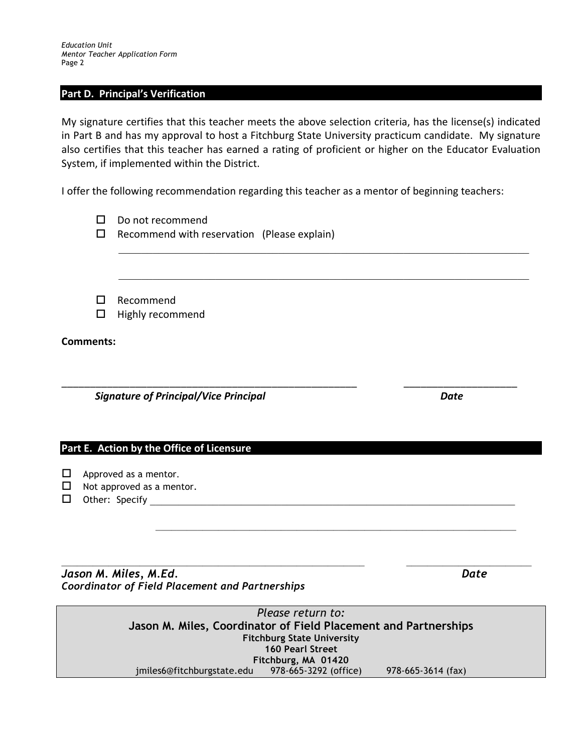## Part D. Principal's Verification

My signature certifies that this teacher meets the above selection criteria, has the license(s) indicated in Part B and has my approval to host a Fitchburg State University practicum candidate. My signature also certifies that this teacher has earned a rating of proficient or higher on the Educator Evaluation System, if implemented within the District.

I offer the following recommendation regarding this teacher as a mentor of beginning teachers:

- ☐ Do not recommend
- ☐ Recommend with reservation (Please explain)

  ______________________________________________________________________________

  ______________________________________________________________________________

- ☐ Recommend
- ☐ Highly recommend

**Comments:**

_______________________________________________________ ____________________

***Signature of Principal/Vice Principal*** ***Date***

## Part E. Action by the Office of Licensure

- ☐ Approved as a mentor.
- ☐ Not approved as a mentor.
- ☐ Other: Specify ______________________________________________________________________

  ______________________________________________________________________

_______________________________________________________ ____________________

***Jason M. Miles, M.Ed.*** ***Date***
***Coordinator of Field Placement and Partnerships***

*Please return to:*
**Jason M. Miles, Coordinator of Field Placement and Partnerships**
**Fitchburg State University**
**160 Pearl Street**
**Fitchburg, MA 01420**
jmiles6@fitchburgstate.edu 978-665-3292 (office) 978-665-3614 (fax)